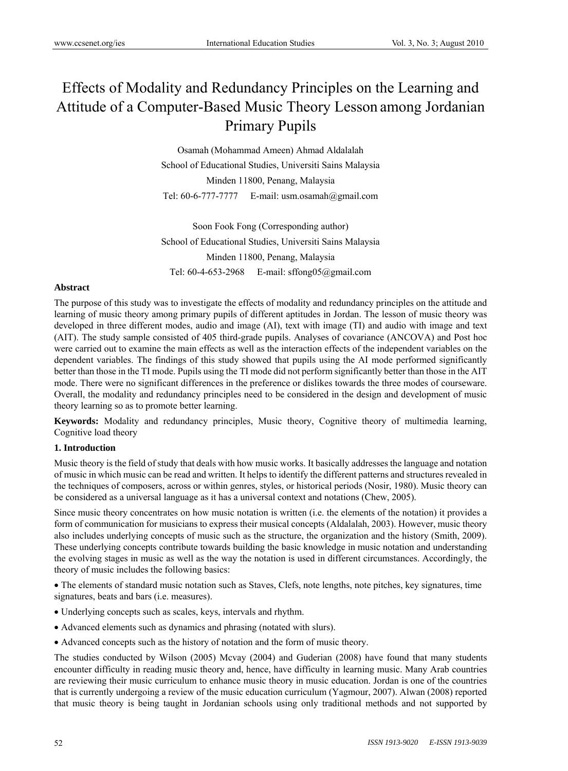# Effects of Modality and Redundancy Principles on the Learning and Attitude of a Computer-Based Music Theory Lesson among Jordanian Primary Pupils

Osamah (Mohammad Ameen) Ahmad Aldalalah

School of Educational Studies, Universiti Sains Malaysia

Minden 11800, Penang, Malaysia

Tel: 60-6-777-7777 E-mail: usm.osamah@gmail.com

Soon Fook Fong (Corresponding author)

School of Educational Studies, Universiti Sains Malaysia

Minden 11800, Penang, Malaysia

Tel: 60-4-653-2968 E-mail: sffong05@gmail.com

## Abstract

The purpose of this study was to investigate the effects of modality and redundancy principles on the attitude and learning of music theory among primary pupils of different aptitudes in Jordan. The lesson of music theory was developed in three different modes, audio and image (AI), text with image (TI) and audio with image and text (AIT). The study sample consisted of 405 third-grade pupils. Analyses of covariance (ANCOVA) and Post hoc were carried out to examine the main effects as well as the interaction effects of the independent variables on the dependent variables. The findings of this study showed that pupils using the AI mode performed significantly better than those in the TI mode. Pupils using the TI mode did not perform significantly better than those in the AIT mode. There were no significant differences in the preference or dislikes towards the three modes of courseware. Overall, the modality and redundancy principles need to be considered in the design and development of music theory learning so as to promote better learning.

**Keywords:** Modality and redundancy principles, Music theory, Cognitive theory of multimedia learning, Cognitive load theory

## 1. Introduction

Music theory is the field of study that deals with how music works. It basically addresses the language and notation of music in which music can be read and written. It helps to identify the different patterns and structures revealed in the techniques of composers, across or within genres, styles, or historical periods (Nosir, 1980). Music theory can be considered as a universal language as it has a universal context and notations (Chew, 2005).

Since music theory concentrates on how music notation is written (i.e. the elements of the notation) it provides a form of communication for musicians to express their musical concepts (Aldalalah, 2003). However, music theory also includes underlying concepts of music such as the structure, the organization and the history (Smith, 2009). These underlying concepts contribute towards building the basic knowledge in music notation and understanding the evolving stages in music as well as the way the notation is used in different circumstances. Accordingly, the theory of music includes the following basics:

- The elements of standard music notation such as Staves, Clefs, note lengths, note pitches, key signatures, time signatures, beats and bars (i.e. measures).
- Underlying concepts such as scales, keys, intervals and rhythm.
- Advanced elements such as dynamics and phrasing (notated with slurs).
- Advanced concepts such as the history of notation and the form of music theory.

The studies conducted by Wilson (2005) Mcvay (2004) and Guderian (2008) have found that many students encounter difficulty in reading music theory and, hence, have difficulty in learning music. Many Arab countries are reviewing their music curriculum to enhance music theory in music education. Jordan is one of the countries that is currently undergoing a review of the music education curriculum (Yagmour, 2007). Alwan (2008) reported that music theory is being taught in Jordanian schools using only traditional methods and not supported by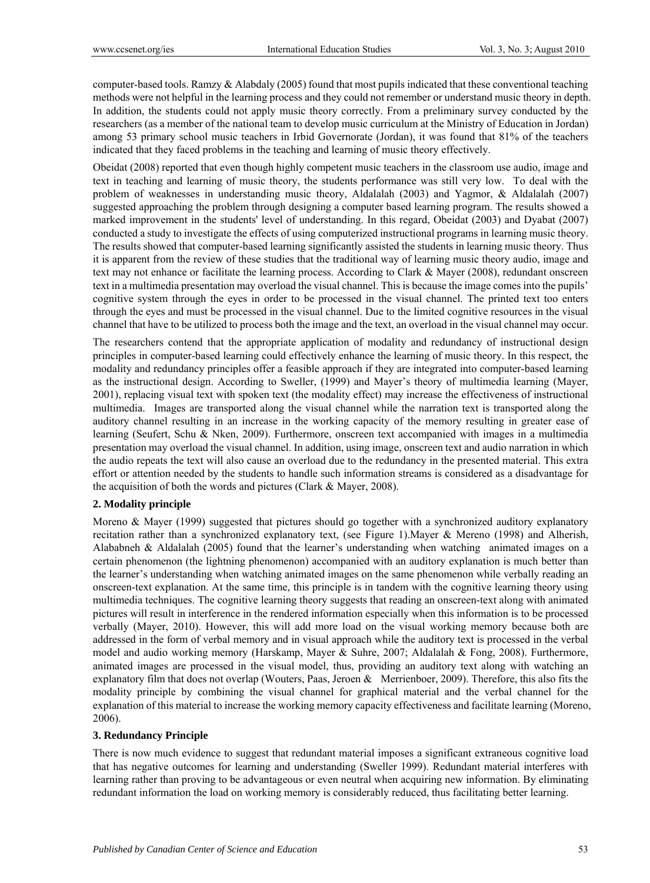computer-based tools. Ramzy & Alabdaly (2005) found that most pupils indicated that these conventional teaching methods were not helpful in the learning process and they could not remember or understand music theory in depth. In addition, the students could not apply music theory correctly. From a preliminary survey conducted by the researchers (as a member of the national team to develop music curriculum at the Ministry of Education in Jordan) among 53 primary school music teachers in Irbid Governorate (Jordan), it was found that 81% of the teachers indicated that they faced problems in the teaching and learning of music theory effectively.

Obeidat (2008) reported that even though highly competent music teachers in the classroom use audio, image and text in teaching and learning of music theory, the students performance was still very low. To deal with the problem of weaknesses in understanding music theory, Aldalalah (2003) and Yagmor, & Aldalalah (2007) suggested approaching the problem through designing a computer based learning program. The results showed a marked improvement in the students' level of understanding. In this regard, Obeidat (2003) and Dyabat (2007) conducted a study to investigate the effects of using computerized instructional programs in learning music theory. The results showed that computer-based learning significantly assisted the students in learning music theory. Thus it is apparent from the review of these studies that the traditional way of learning music theory audio, image and text may not enhance or facilitate the learning process. According to Clark & Mayer (2008), redundant onscreen text in a multimedia presentation may overload the visual channel. This is because the image comes into the pupils' cognitive system through the eyes in order to be processed in the visual channel. The printed text too enters through the eyes and must be processed in the visual channel. Due to the limited cognitive resources in the visual channel that have to be utilized to process both the image and the text, an overload in the visual channel may occur.

The researchers contend that the appropriate application of modality and redundancy of instructional design principles in computer-based learning could effectively enhance the learning of music theory. In this respect, the modality and redundancy principles offer a feasible approach if they are integrated into computer-based learning as the instructional design. According to Sweller, (1999) and Mayer's theory of multimedia learning (Mayer, 2001), replacing visual text with spoken text (the modality effect) may increase the effectiveness of instructional multimedia. Images are transported along the visual channel while the narration text is transported along the auditory channel resulting in an increase in the working capacity of the memory resulting in greater ease of learning (Seufert, Schu & Nken, 2009). Furthermore, onscreen text accompanied with images in a multimedia presentation may overload the visual channel. In addition, using image, onscreen text and audio narration in which the audio repeats the text will also cause an overload due to the redundancy in the presented material. This extra effort or attention needed by the students to handle such information streams is considered as a disadvantage for the acquisition of both the words and pictures (Clark & Mayer, 2008).

## 2. Modality principle

Moreno & Mayer (1999) suggested that pictures should go together with a synchronized auditory explanatory recitation rather than a synchronized explanatory text, (see Figure 1).Mayer & Mereno (1998) and Alherish, Alababneh & Aldalalah (2005) found that the learner's understanding when watching animated images on a certain phenomenon (the lightning phenomenon) accompanied with an auditory explanation is much better than the learner's understanding when watching animated images on the same phenomenon while verbally reading an onscreen-text explanation. At the same time, this principle is in tandem with the cognitive learning theory using multimedia techniques. The cognitive learning theory suggests that reading an onscreen-text along with animated pictures will result in interference in the rendered information especially when this information is to be processed verbally (Mayer, 2010). However, this will add more load on the visual working memory because both are addressed in the form of verbal memory and in visual approach while the auditory text is processed in the verbal model and audio working memory (Harskamp, Mayer & Suhre, 2007; Aldalalah & Fong, 2008). Furthermore, animated images are processed in the visual model, thus, providing an auditory text along with watching an explanatory film that does not overlap (Wouters, Paas, Jeroen & Merrienboer, 2009). Therefore, this also fits the modality principle by combining the visual channel for graphical material and the verbal channel for the explanation of this material to increase the working memory capacity effectiveness and facilitate learning (Moreno, 2006).

## 3. Redundancy Principle

There is now much evidence to suggest that redundant material imposes a significant extraneous cognitive load that has negative outcomes for learning and understanding (Sweller 1999). Redundant material interferes with learning rather than proving to be advantageous or even neutral when acquiring new information. By eliminating redundant information the load on working memory is considerably reduced, thus facilitating better learning.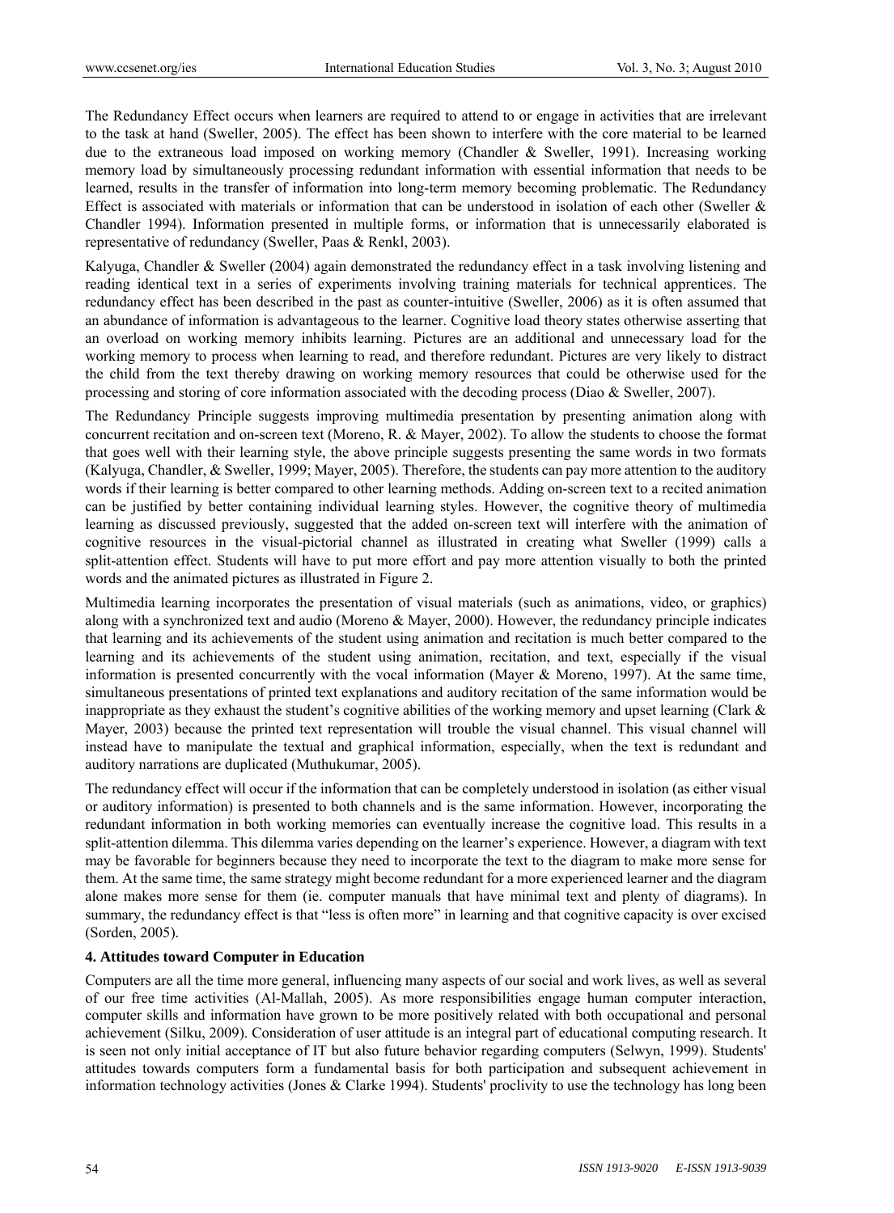The Redundancy Effect occurs when learners are required to attend to or engage in activities that are irrelevant to the task at hand (Sweller, 2005). The effect has been shown to interfere with the core material to be learned due to the extraneous load imposed on working memory (Chandler & Sweller, 1991). Increasing working memory load by simultaneously processing redundant information with essential information that needs to be learned, results in the transfer of information into long-term memory becoming problematic. The Redundancy Effect is associated with materials or information that can be understood in isolation of each other (Sweller & Chandler 1994). Information presented in multiple forms, or information that is unnecessarily elaborated is representative of redundancy (Sweller, Paas & Renkl, 2003).

Kalyuga, Chandler & Sweller (2004) again demonstrated the redundancy effect in a task involving listening and reading identical text in a series of experiments involving training materials for technical apprentices. The redundancy effect has been described in the past as counter-intuitive (Sweller, 2006) as it is often assumed that an abundance of information is advantageous to the learner. Cognitive load theory states otherwise asserting that an overload on working memory inhibits learning. Pictures are an additional and unnecessary load for the working memory to process when learning to read, and therefore redundant. Pictures are very likely to distract the child from the text thereby drawing on working memory resources that could be otherwise used for the processing and storing of core information associated with the decoding process (Diao & Sweller, 2007).

The Redundancy Principle suggests improving multimedia presentation by presenting animation along with concurrent recitation and on-screen text (Moreno, R. & Mayer, 2002). To allow the students to choose the format that goes well with their learning style, the above principle suggests presenting the same words in two formats (Kalyuga, Chandler, & Sweller, 1999; Mayer, 2005). Therefore, the students can pay more attention to the auditory words if their learning is better compared to other learning methods. Adding on-screen text to a recited animation can be justified by better containing individual learning styles. However, the cognitive theory of multimedia learning as discussed previously, suggested that the added on-screen text will interfere with the animation of cognitive resources in the visual-pictorial channel as illustrated in creating what Sweller (1999) calls a split-attention effect. Students will have to put more effort and pay more attention visually to both the printed words and the animated pictures as illustrated in Figure 2.

Multimedia learning incorporates the presentation of visual materials (such as animations, video, or graphics) along with a synchronized text and audio (Moreno & Mayer, 2000). However, the redundancy principle indicates that learning and its achievements of the student using animation and recitation is much better compared to the learning and its achievements of the student using animation, recitation, and text, especially if the visual information is presented concurrently with the vocal information (Mayer & Moreno, 1997). At the same time, simultaneous presentations of printed text explanations and auditory recitation of the same information would be inappropriate as they exhaust the student's cognitive abilities of the working memory and upset learning (Clark & Mayer, 2003) because the printed text representation will trouble the visual channel. This visual channel will instead have to manipulate the textual and graphical information, especially, when the text is redundant and auditory narrations are duplicated (Muthukumar, 2005).

The redundancy effect will occur if the information that can be completely understood in isolation (as either visual or auditory information) is presented to both channels and is the same information. However, incorporating the redundant information in both working memories can eventually increase the cognitive load. This results in a split-attention dilemma. This dilemma varies depending on the learner's experience. However, a diagram with text may be favorable for beginners because they need to incorporate the text to the diagram to make more sense for them. At the same time, the same strategy might become redundant for a more experienced learner and the diagram alone makes more sense for them (ie. computer manuals that have minimal text and plenty of diagrams). In summary, the redundancy effect is that "less is often more" in learning and that cognitive capacity is over excised (Sorden, 2005).

### 4. Attitudes toward Computer in Education

Computers are all the time more general, influencing many aspects of our social and work lives, as well as several of our free time activities (Al-Mallah, 2005). As more responsibilities engage human computer interaction, computer skills and information have grown to be more positively related with both occupational and personal achievement (Silku, 2009). Consideration of user attitude is an integral part of educational computing research. It is seen not only initial acceptance of IT but also future behavior regarding computers (Selwyn, 1999). Students' attitudes towards computers form a fundamental basis for both participation and subsequent achievement in information technology activities (Jones & Clarke 1994). Students' proclivity to use the technology has long been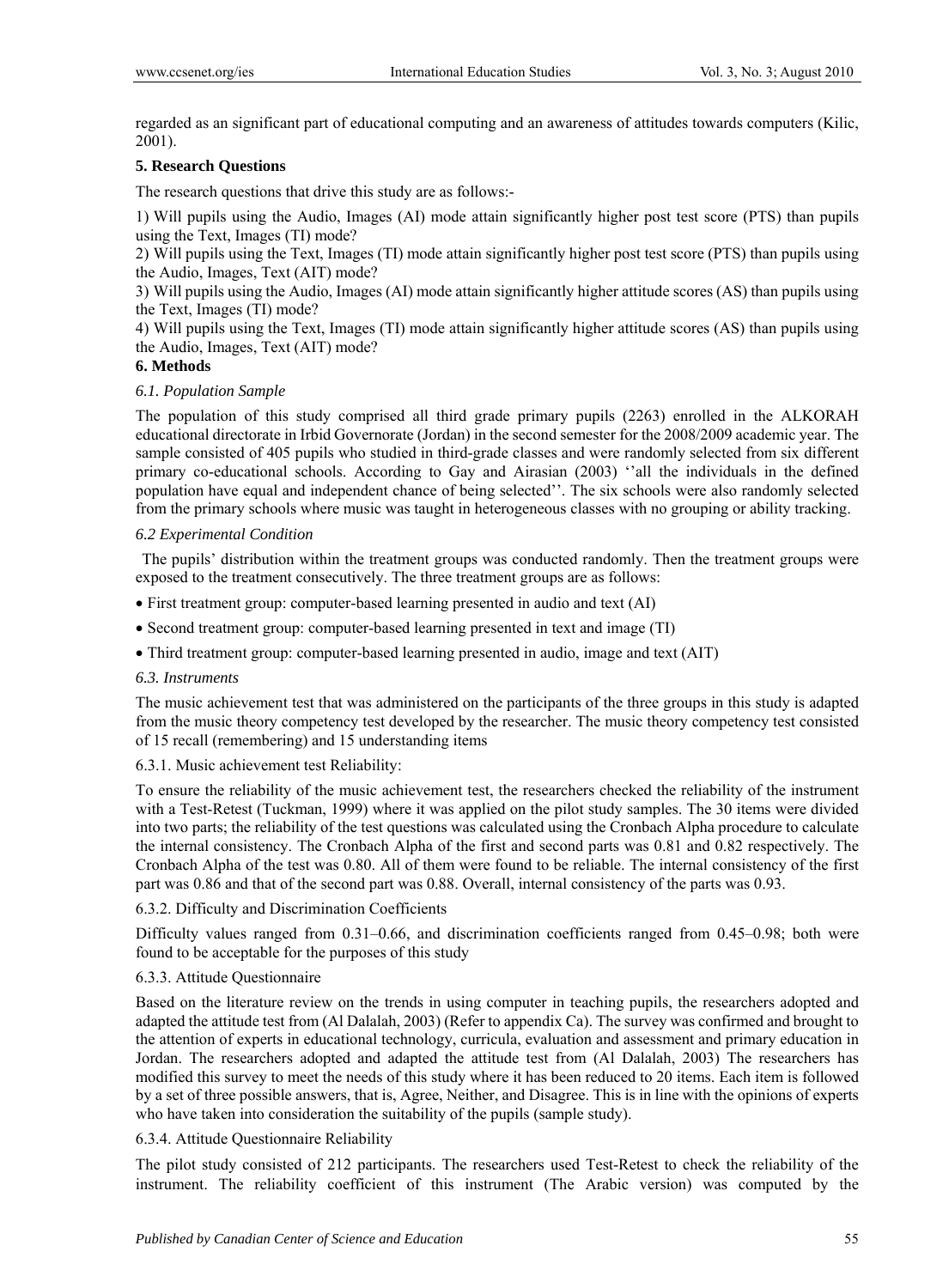regarded as an significant part of educational computing and an awareness of attitudes towards computers (Kilic, 2001).

## 5. Research Questions

The research questions that drive this study are as follows:-

1) Will pupils using the Audio, Images (AI) mode attain significantly higher post test score (PTS) than pupils using the Text, Images (TI) mode?

2) Will pupils using the Text, Images (TI) mode attain significantly higher post test score (PTS) than pupils using the Audio, Images, Text (AIT) mode?

3) Will pupils using the Audio, Images (AI) mode attain significantly higher attitude scores (AS) than pupils using the Text, Images (TI) mode?

4) Will pupils using the Text, Images (TI) mode attain significantly higher attitude scores (AS) than pupils using the Audio, Images, Text (AIT) mode?

## 6. Methods

### *6.1. Population Sample*

The population of this study comprised all third grade primary pupils (2263) enrolled in the ALKORAH educational directorate in Irbid Governorate (Jordan) in the second semester for the 2008/2009 academic year. The sample consisted of 405 pupils who studied in third-grade classes and were randomly selected from six different primary co-educational schools. According to Gay and Airasian (2003) ''all the individuals in the defined population have equal and independent chance of being selected''. The six schools were also randomly selected from the primary schools where music was taught in heterogeneous classes with no grouping or ability tracking.

### *6.2 Experimental Condition*

The pupils' distribution within the treatment groups was conducted randomly. Then the treatment groups were exposed to the treatment consecutively. The three treatment groups are as follows:

- First treatment group: computer-based learning presented in audio and text (AI)
- Second treatment group: computer-based learning presented in text and image (TI)
- Third treatment group: computer-based learning presented in audio, image and text (AIT)

### *6.3. Instruments*

The music achievement test that was administered on the participants of the three groups in this study is adapted from the music theory competency test developed by the researcher. The music theory competency test consisted of 15 recall (remembering) and 15 understanding items

#### 6.3.1. Music achievement test Reliability:

To ensure the reliability of the music achievement test, the researchers checked the reliability of the instrument with a Test-Retest (Tuckman, 1999) where it was applied on the pilot study samples. The 30 items were divided into two parts; the reliability of the test questions was calculated using the Cronbach Alpha procedure to calculate the internal consistency. The Cronbach Alpha of the first and second parts was 0.81 and 0.82 respectively. The Cronbach Alpha of the test was 0.80. All of them were found to be reliable. The internal consistency of the first part was 0.86 and that of the second part was 0.88. Overall, internal consistency of the parts was 0.93.

#### 6.3.2. Difficulty and Discrimination Coefficients

Difficulty values ranged from 0.31–0.66, and discrimination coefficients ranged from 0.45–0.98; both were found to be acceptable for the purposes of this study

#### 6.3.3. Attitude Questionnaire

Based on the literature review on the trends in using computer in teaching pupils, the researchers adopted and adapted the attitude test from (Al Dalalah, 2003) (Refer to appendix Ca). The survey was confirmed and brought to the attention of experts in educational technology, curricula, evaluation and assessment and primary education in Jordan. The researchers adopted and adapted the attitude test from (Al Dalalah, 2003) The researchers has modified this survey to meet the needs of this study where it has been reduced to 20 items. Each item is followed by a set of three possible answers, that is, Agree, Neither, and Disagree. This is in line with the opinions of experts who have taken into consideration the suitability of the pupils (sample study).

#### 6.3.4. Attitude Questionnaire Reliability

The pilot study consisted of 212 participants. The researchers used Test-Retest to check the reliability of the instrument. The reliability coefficient of this instrument (The Arabic version) was computed by the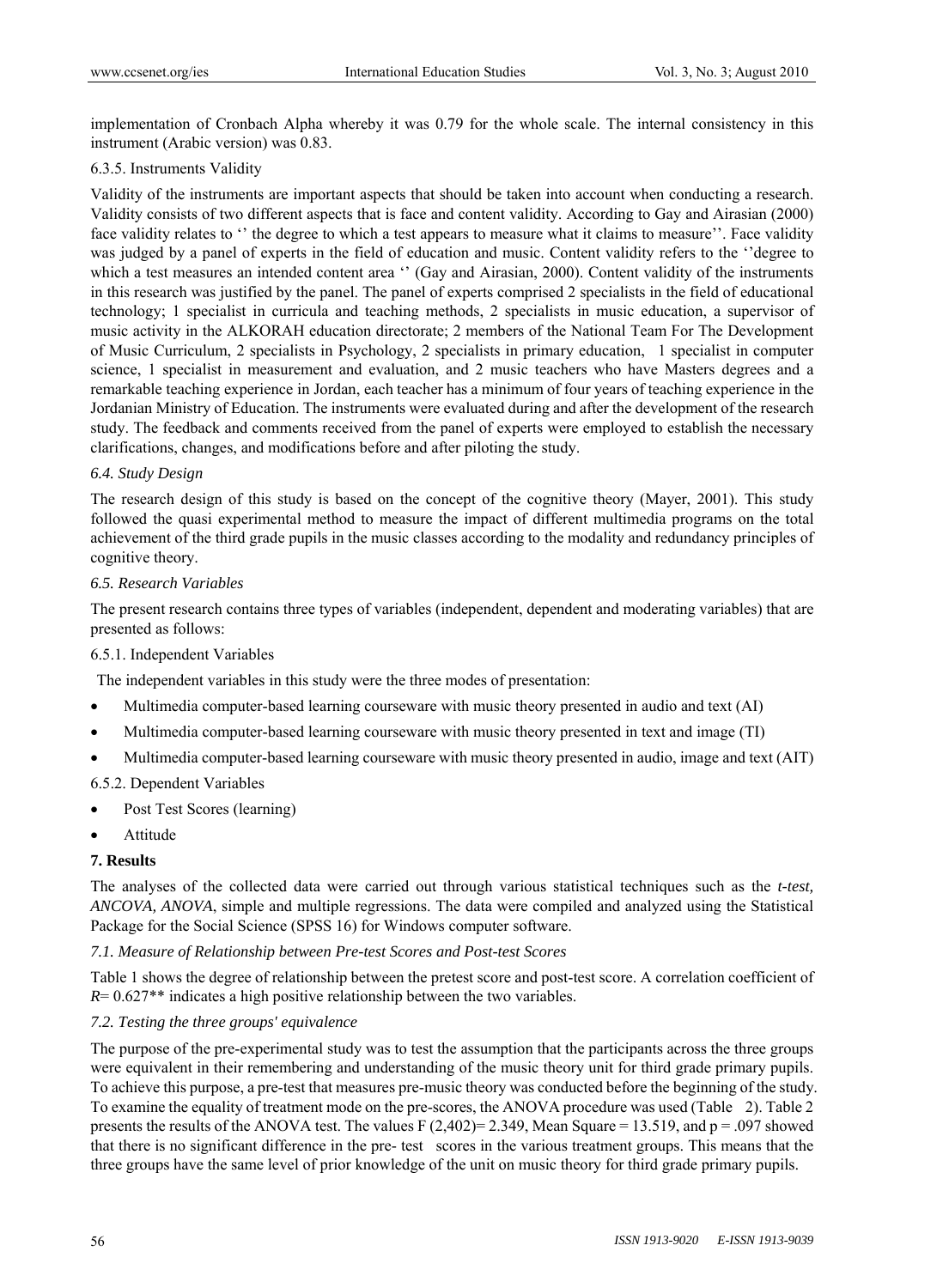implementation of Cronbach Alpha whereby it was 0.79 for the whole scale. The internal consistency in this instrument (Arabic version) was 0.83.

6.3.5. Instruments Validity

Validity of the instruments are important aspects that should be taken into account when conducting a research. Validity consists of two different aspects that is face and content validity. According to Gay and Airasian (2000) face validity relates to '' the degree to which a test appears to measure what it claims to measure''. Face validity was judged by a panel of experts in the field of education and music. Content validity refers to the ''degree to which a test measures an intended content area '' (Gay and Airasian, 2000). Content validity of the instruments in this research was justified by the panel. The panel of experts comprised 2 specialists in the field of educational technology; 1 specialist in curricula and teaching methods, 2 specialists in music education, a supervisor of music activity in the ALKORAH education directorate; 2 members of the National Team For The Development of Music Curriculum, 2 specialists in Psychology, 2 specialists in primary education, 1 specialist in computer science, 1 specialist in measurement and evaluation, and 2 music teachers who have Masters degrees and a remarkable teaching experience in Jordan, each teacher has a minimum of four years of teaching experience in the Jordanian Ministry of Education. The instruments were evaluated during and after the development of the research study. The feedback and comments received from the panel of experts were employed to establish the necessary clarifications, changes, and modifications before and after piloting the study.

*6.4. Study Design*

The research design of this study is based on the concept of the cognitive theory (Mayer, 2001). This study followed the quasi experimental method to measure the impact of different multimedia programs on the total achievement of the third grade pupils in the music classes according to the modality and redundancy principles of cognitive theory.

*6.5. Research Variables*

The present research contains three types of variables (independent, dependent and moderating variables) that are presented as follows:

6.5.1. Independent Variables

The independent variables in this study were the three modes of presentation:

- Multimedia computer-based learning courseware with music theory presented in audio and text (AI)
- Multimedia computer-based learning courseware with music theory presented in text and image (TI)
- Multimedia computer-based learning courseware with music theory presented in audio, image and text (AIT)

6.5.2. Dependent Variables

- Post Test Scores (learning)
- Attitude

**7. Results**

The analyses of the collected data were carried out through various statistical techniques such as the *t-test, ANCOVA, ANOVA*, simple and multiple regressions. The data were compiled and analyzed using the Statistical Package for the Social Science (SPSS 16) for Windows computer software.

*7.1. Measure of Relationship between Pre-test Scores and Post-test Scores*

Table 1 shows the degree of relationship between the pretest score and post-test score. A correlation coefficient of $R = 0.627^{**}$ indicates a high positive relationship between the two variables.

*7.2. Testing the three groups' equivalence*

The purpose of the pre-experimental study was to test the assumption that the participants across the three groups were equivalent in their remembering and understanding of the music theory unit for third grade primary pupils. To achieve this purpose, a pre-test that measures pre-music theory was conducted before the beginning of the study. To examine the equality of treatment mode on the pre-scores, the ANOVA procedure was used (Table 2). Table 2 presents the results of the ANOVA test. The values $F(2,402) = 2.349$, Mean Square = 13.519, and $p = .097$ showed that there is no significant difference in the pre- test scores in the various treatment groups. This means that the three groups have the same level of prior knowledge of the unit on music theory for third grade primary pupils.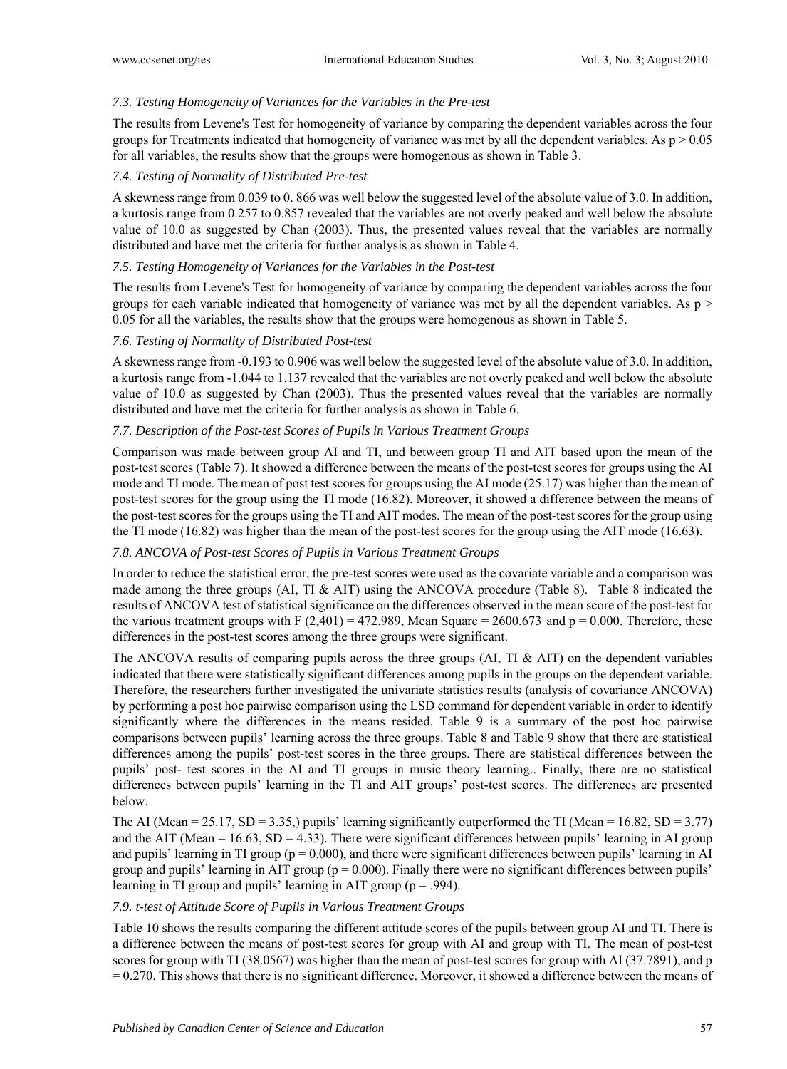### *7.3. Testing Homogeneity of Variances for the Variables in the Pre-test*

The results from Levene's Test for homogeneity of variance by comparing the dependent variables across the four groups for Treatments indicated that homogeneity of variance was met by all the dependent variables. As $p > 0.05$ for all variables, the results show that the groups were homogenous as shown in Table 3.

### *7.4. Testing of Normality of Distributed Pre-test*

A skewness range from 0.039 to 0. 866 was well below the suggested level of the absolute value of 3.0. In addition, a kurtosis range from 0.257 to 0.857 revealed that the variables are not overly peaked and well below the absolute value of 10.0 as suggested by Chan (2003). Thus, the presented values reveal that the variables are normally distributed and have met the criteria for further analysis as shown in Table 4.

### *7.5. Testing Homogeneity of Variances for the Variables in the Post-test*

The results from Levene's Test for homogeneity of variance by comparing the dependent variables across the four groups for each variable indicated that homogeneity of variance was met by all the dependent variables. As $p > 0.05$ for all the variables, the results show that the groups were homogenous as shown in Table 5.

### *7.6. Testing of Normality of Distributed Post-test*

A skewness range from -0.193 to 0.906 was well below the suggested level of the absolute value of 3.0. In addition, a kurtosis range from -1.044 to 1.137 revealed that the variables are not overly peaked and well below the absolute value of 10.0 as suggested by Chan (2003). Thus the presented values reveal that the variables are normally distributed and have met the criteria for further analysis as shown in Table 6.

### *7.7. Description of the Post-test Scores of Pupils in Various Treatment Groups*

Comparison was made between group AI and TI, and between group TI and AIT based upon the mean of the post-test scores (Table 7). It showed a difference between the means of the post-test scores for groups using the AI mode and TI mode. The mean of post test scores for groups using the AI mode (25.17) was higher than the mean of post-test scores for the group using the TI mode (16.82). Moreover, it showed a difference between the means of the post-test scores for the groups using the TI and AIT modes. The mean of the post-test scores for the group using the TI mode (16.82) was higher than the mean of the post-test scores for the group using the AIT mode (16.63).

### *7.8. ANCOVA of Post-test Scores of Pupils in Various Treatment Groups*

In order to reduce the statistical error, the pre-test scores were used as the covariate variable and a comparison was made among the three groups (AI, TI & AIT) using the ANCOVA procedure (Table 8). Table 8 indicated the results of ANCOVA test of statistical significance on the differences observed in the mean score of the post-test for the various treatment groups with $F(2,401) = 472.989$, Mean Square = 2600.673 and $p = 0.000$. Therefore, these differences in the post-test scores among the three groups were significant.

The ANCOVA results of comparing pupils across the three groups (AI, TI & AIT) on the dependent variables indicated that there were statistically significant differences among pupils in the groups on the dependent variable. Therefore, the researchers further investigated the univariate statistics results (analysis of covariance ANCOVA) by performing a post hoc pairwise comparison using the LSD command for dependent variable in order to identify significantly where the differences in the means resided. Table 9 is a summary of the post hoc pairwise comparisons between pupils' learning across the three groups. Table 8 and Table 9 show that there are statistical differences among the pupils' post-test scores in the three groups. There are statistical differences between the pupils' post- test scores in the AI and TI groups in music theory learning.. Finally, there are no statistical differences between pupils' learning in the TI and AIT groups' post-test scores. The differences are presented below.

The AI (Mean = 25.17, SD = 3.35,) pupils' learning significantly outperformed the TI (Mean = 16.82, SD = 3.77) and the AIT (Mean = 16.63, SD = 4.33). There were significant differences between pupils' learning in AI group and pupils' learning in TI group ($p = 0.000$), and there were significant differences between pupils' learning in AI group and pupils' learning in AIT group ($p = 0.000$). Finally there were no significant differences between pupils' learning in TI group and pupils' learning in AIT group ($p = .994$).

### *7.9. t-test of Attitude Score of Pupils in Various Treatment Groups*

Table 10 shows the results comparing the different attitude scores of the pupils between group AI and TI. There is a difference between the means of post-test scores for group with AI and group with TI. The mean of post-test scores for group with TI (38.0567) was higher than the mean of post-test scores for group with AI (37.7891), and $p = 0.270$. This shows that there is no significant difference. Moreover, it showed a difference between the means of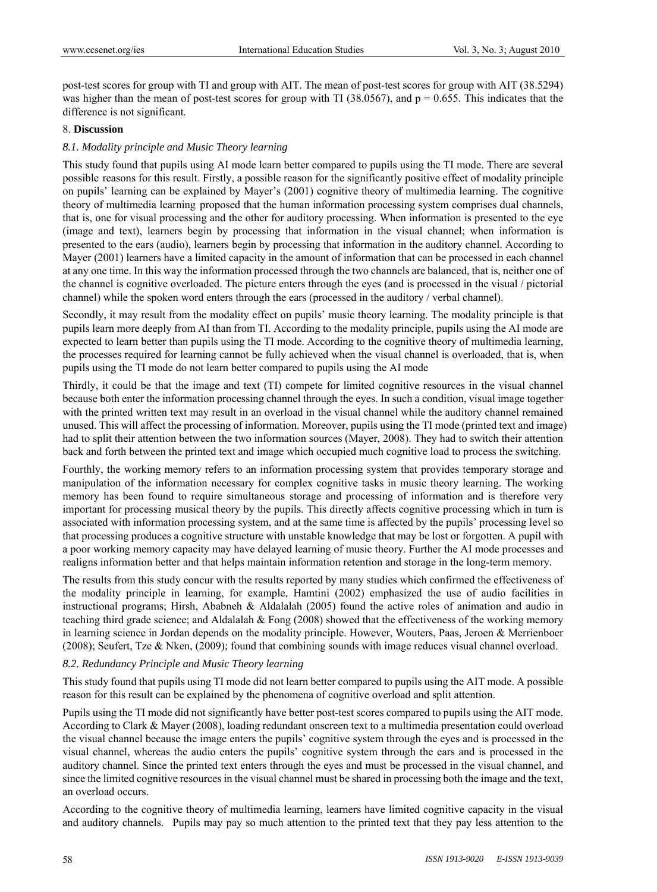post-test scores for group with TI and group with AIT. The mean of post-test scores for group with AIT (38.5294) was higher than the mean of post-test scores for group with TI (38.0567), and $p = 0.655$. This indicates that the difference is not significant.

## 8. **Discussion**

### *8.1. Modality principle and Music Theory learning*

This study found that pupils using AI mode learn better compared to pupils using the TI mode. There are several possible reasons for this result. Firstly, a possible reason for the significantly positive effect of modality principle on pupils' learning can be explained by Mayer's (2001) cognitive theory of multimedia learning. The cognitive theory of multimedia learning proposed that the human information processing system comprises dual channels, that is, one for visual processing and the other for auditory processing. When information is presented to the eye (image and text), learners begin by processing that information in the visual channel; when information is presented to the ears (audio), learners begin by processing that information in the auditory channel. According to Mayer (2001) learners have a limited capacity in the amount of information that can be processed in each channel at any one time. In this way the information processed through the two channels are balanced, that is, neither one of the channel is cognitive overloaded. The picture enters through the eyes (and is processed in the visual / pictorial channel) while the spoken word enters through the ears (processed in the auditory / verbal channel).

Secondly, it may result from the modality effect on pupils' music theory learning. The modality principle is that pupils learn more deeply from AI than from TI. According to the modality principle, pupils using the AI mode are expected to learn better than pupils using the TI mode. According to the cognitive theory of multimedia learning, the processes required for learning cannot be fully achieved when the visual channel is overloaded, that is, when pupils using the TI mode do not learn better compared to pupils using the AI mode

Thirdly, it could be that the image and text (TI) compete for limited cognitive resources in the visual channel because both enter the information processing channel through the eyes. In such a condition, visual image together with the printed written text may result in an overload in the visual channel while the auditory channel remained unused. This will affect the processing of information. Moreover, pupils using the TI mode (printed text and image) had to split their attention between the two information sources (Mayer, 2008). They had to switch their attention back and forth between the printed text and image which occupied much cognitive load to process the switching.

Fourthly, the working memory refers to an information processing system that provides temporary storage and manipulation of the information necessary for complex cognitive tasks in music theory learning. The working memory has been found to require simultaneous storage and processing of information and is therefore very important for processing musical theory by the pupils. This directly affects cognitive processing which in turn is associated with information processing system, and at the same time is affected by the pupils' processing level so that processing produces a cognitive structure with unstable knowledge that may be lost or forgotten. A pupil with a poor working memory capacity may have delayed learning of music theory. Further the AI mode processes and realigns information better and that helps maintain information retention and storage in the long-term memory.

The results from this study concur with the results reported by many studies which confirmed the effectiveness of the modality principle in learning, for example, Hamtini (2002) emphasized the use of audio facilities in instructional programs; Hirsh, Ababneh & Aldalalah (2005) found the active roles of animation and audio in teaching third grade science; and Aldalalah & Fong (2008) showed that the effectiveness of the working memory in learning science in Jordan depends on the modality principle. However, Wouters, Paas, Jeroen & Merrienboer (2008); Seufert, Tze & Nken, (2009); found that combining sounds with image reduces visual channel overload.

### *8.2. Redundancy Principle and Music Theory learning*

This study found that pupils using TI mode did not learn better compared to pupils using the AIT mode. A possible reason for this result can be explained by the phenomena of cognitive overload and split attention.

Pupils using the TI mode did not significantly have better post-test scores compared to pupils using the AIT mode. According to Clark & Mayer (2008), loading redundant onscreen text to a multimedia presentation could overload the visual channel because the image enters the pupils' cognitive system through the eyes and is processed in the visual channel, whereas the audio enters the pupils' cognitive system through the ears and is processed in the auditory channel. Since the printed text enters through the eyes and must be processed in the visual channel, and since the limited cognitive resources in the visual channel must be shared in processing both the image and the text, an overload occurs.

According to the cognitive theory of multimedia learning, learners have limited cognitive capacity in the visual and auditory channels. Pupils may pay so much attention to the printed text that they pay less attention to the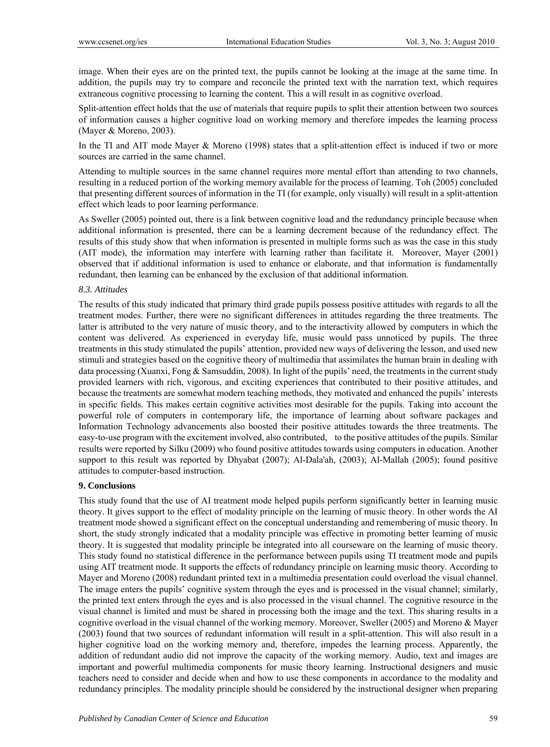image. When their eyes are on the printed text, the pupils cannot be looking at the image at the same time. In addition, the pupils may try to compare and reconcile the printed text with the narration text, which requires extraneous cognitive processing to learning the content. This a will result in as cognitive overload.

Split-attention effect holds that the use of materials that require pupils to split their attention between two sources of information causes a higher cognitive load on working memory and therefore impedes the learning process (Mayer & Moreno, 2003).

In the TI and AIT mode Mayer & Moreno (1998) states that a split-attention effect is induced if two or more sources are carried in the same channel.

Attending to multiple sources in the same channel requires more mental effort than attending to two channels, resulting in a reduced portion of the working memory available for the process of learning. Toh (2005) concluded that presenting different sources of information in the TI (for example, only visually) will result in a split-attention effect which leads to poor learning performance.

As Sweller (2005) pointed out, there is a link between cognitive load and the redundancy principle because when additional information is presented, there can be a learning decrement because of the redundancy effect. The results of this study show that when information is presented in multiple forms such as was the case in this study (AIT mode), the information may interfere with learning rather than facilitate it. Moreover, Mayer (2001) observed that if additional information is used to enhance or elaborate, and that information is fundamentally redundant, then learning can be enhanced by the exclusion of that additional information.

### *8.3. Attitudes*

The results of this study indicated that primary third grade pupils possess positive attitudes with regards to all the treatment modes. Further, there were no significant differences in attitudes regarding the three treatments. The latter is attributed to the very nature of music theory, and to the interactivity allowed by computers in which the content was delivered. As experienced in everyday life, music would pass unnoticed by pupils. The three treatments in this study stimulated the pupils' attention, provided new ways of delivering the lesson, and used new stimuli and strategies based on the cognitive theory of multimedia that assimilates the human brain in dealing with data processing (Xuanxi, Fong & Samsuddin, 2008). In light of the pupils' need, the treatments in the current study provided learners with rich, vigorous, and exciting experiences that contributed to their positive attitudes, and because the treatments are somewhat modern teaching methods, they motivated and enhanced the pupils' interests in specific fields. This makes certain cognitive activities most desirable for the pupils. Taking into account the powerful role of computers in contemporary life, the importance of learning about software packages and Information Technology advancements also boosted their positive attitudes towards the three treatments. The easy-to-use program with the excitement involved, also contributed, to the positive attitudes of the pupils. Similar results were reported by Silku (2009) who found positive attitudes towards using computers in education. Another support to this result was reported by Dhyabat (2007); Al-Dala'ah, (2003); Al-Mallah (2005); found positive attitudes to computer-based instruction.

## 9. Conclusions

This study found that the use of AI treatment mode helped pupils perform significantly better in learning music theory. It gives support to the effect of modality principle on the learning of music theory. In other words the AI treatment mode showed a significant effect on the conceptual understanding and remembering of music theory. In short, the study strongly indicated that a modality principle was effective in promoting better learning of music theory. It is suggested that modality principle be integrated into all courseware on the learning of music theory. This study found no statistical difference in the performance between pupils using TI treatment mode and pupils using AIT treatment mode. It supports the effects of redundancy principle on learning music theory. According to Mayer and Moreno (2008) redundant printed text in a multimedia presentation could overload the visual channel. The image enters the pupils' cognitive system through the eyes and is processed in the visual channel; similarly, the printed text enters through the eyes and is also processed in the visual channel. The cognitive resource in the visual channel is limited and must be shared in processing both the image and the text. This sharing results in a cognitive overload in the visual channel of the working memory. Moreover, Sweller (2005) and Moreno & Mayer (2003) found that two sources of redundant information will result in a split-attention. This will also result in a higher cognitive load on the working memory and, therefore, impedes the learning process. Apparently, the addition of redundant audio did not improve the capacity of the working memory. Audio, text and images are important and powerful multimedia components for music theory learning. Instructional designers and music teachers need to consider and decide when and how to use these components in accordance to the modality and redundancy principles. The modality principle should be considered by the instructional designer when preparing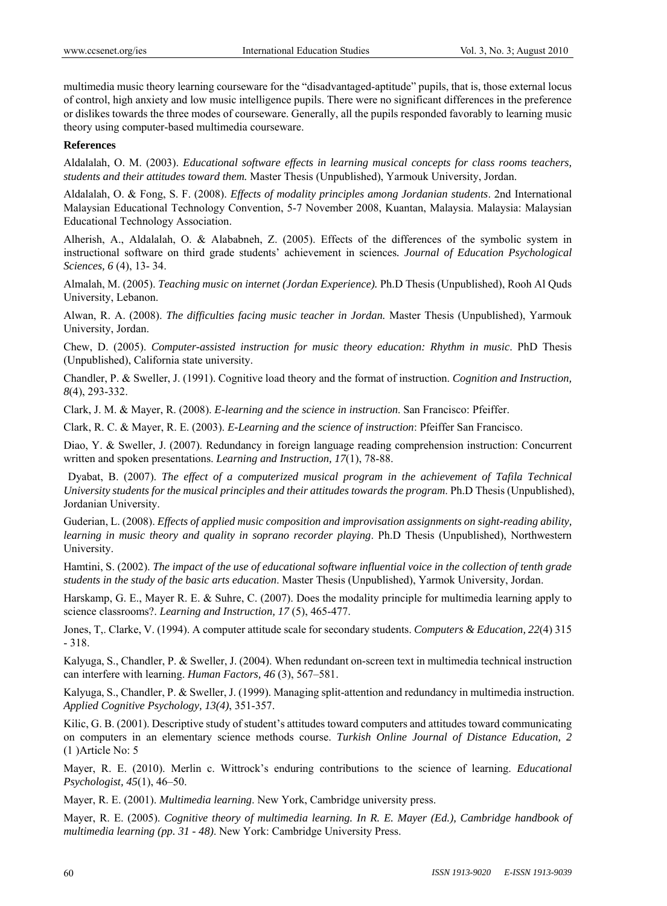multimedia music theory learning courseware for the "disadvantaged-aptitude" pupils, that is, those external locus of control, high anxiety and low music intelligence pupils. There were no significant differences in the preference or dislikes towards the three modes of courseware. Generally, all the pupils responded favorably to learning music theory using computer-based multimedia courseware.

**References**

Aldalalah, O. M. (2003). *Educational software effects in learning musical concepts for class rooms teachers, students and their attitudes toward them.* Master Thesis (Unpublished), Yarmouk University, Jordan.

Aldalalah, O. & Fong, S. F. (2008). *Effects of modality principles among Jordanian students*. 2nd International Malaysian Educational Technology Convention, 5-7 November 2008, Kuantan, Malaysia. Malaysia: Malaysian Educational Technology Association.

Alherish, A., Aldalalah, O. & Alababneh, Z. (2005). Effects of the differences of the symbolic system in instructional software on third grade students' achievement in sciences. *Journal of Education Psychological Sciences, 6* (4), 13- 34.

Almalah, M. (2005). *Teaching music on internet (Jordan Experience).* Ph.D Thesis (Unpublished), Rooh Al Quds University, Lebanon.

Alwan, R. A. (2008). *The difficulties facing music teacher in Jordan.* Master Thesis (Unpublished), Yarmouk University, Jordan.

Chew, D. (2005). *Computer-assisted instruction for music theory education: Rhythm in music*. PhD Thesis (Unpublished), California state university.

Chandler, P. & Sweller, J. (1991). Cognitive load theory and the format of instruction. *Cognition and Instruction, 8*(4), 293-332.

Clark, J. M. & Mayer, R. (2008). *E-learning and the science in instruction.* San Francisco: Pfeiffer.

Clark, R. C. & Mayer, R. E. (2003). *E-Learning and the science of instruction*: Pfeiffer San Francisco.

Diao, Y. & Sweller, J. (2007). Redundancy in foreign language reading comprehension instruction: Concurrent written and spoken presentations. *Learning and Instruction, 17*(1), 78-88.

Dyabat, B. (2007). *The effect of a computerized musical program in the achievement of Tafila Technical University students for the musical principles and their attitudes towards the program*. Ph.D Thesis (Unpublished), Jordanian University.

Guderian, L. (2008). *Effects of applied music composition and improvisation assignments on sight-reading ability, learning in music theory and quality in soprano recorder playing*. Ph.D Thesis (Unpublished), Northwestern University.

Hamtini, S. (2002). *The impact of the use of educational software influential voice in the collection of tenth grade students in the study of the basic arts education*. Master Thesis (Unpublished), Yarmok University, Jordan.

Harskamp, G. E., Mayer R. E. & Suhre, C. (2007). Does the modality principle for multimedia learning apply to science classrooms?. *Learning and Instruction, 17* (5), 465-477.

Jones, T,. Clarke, V. (1994). A computer attitude scale for secondary students. *Computers & Education, 22*(4) 315 - 318.

Kalyuga, S., Chandler, P. & Sweller, J. (2004). When redundant on-screen text in multimedia technical instruction can interfere with learning. *Human Factors, 46* (3), 567–581.

Kalyuga, S., Chandler, P. & Sweller, J. (1999). Managing split-attention and redundancy in multimedia instruction. *Applied Cognitive Psychology, 13(4)*, 351-357.

Kilic, G. B. (2001). Descriptive study of student's attitudes toward computers and attitudes toward communicating on computers in an elementary science methods course. *Turkish Online Journal of Distance Education, 2* (1 )Article No: 5

Mayer, R. E. (2010). Merlin c. Wittrock's enduring contributions to the science of learning. *Educational Psychologist, 45*(1), 46–50.

Mayer, R. E. (2001). *Multimedia learning*. New York, Cambridge university press.

Mayer, R. E. (2005). *Cognitive theory of multimedia learning. In R. E. Mayer (Ed.), Cambridge handbook of multimedia learning (pp. 31 - 48)*. New York: Cambridge University Press.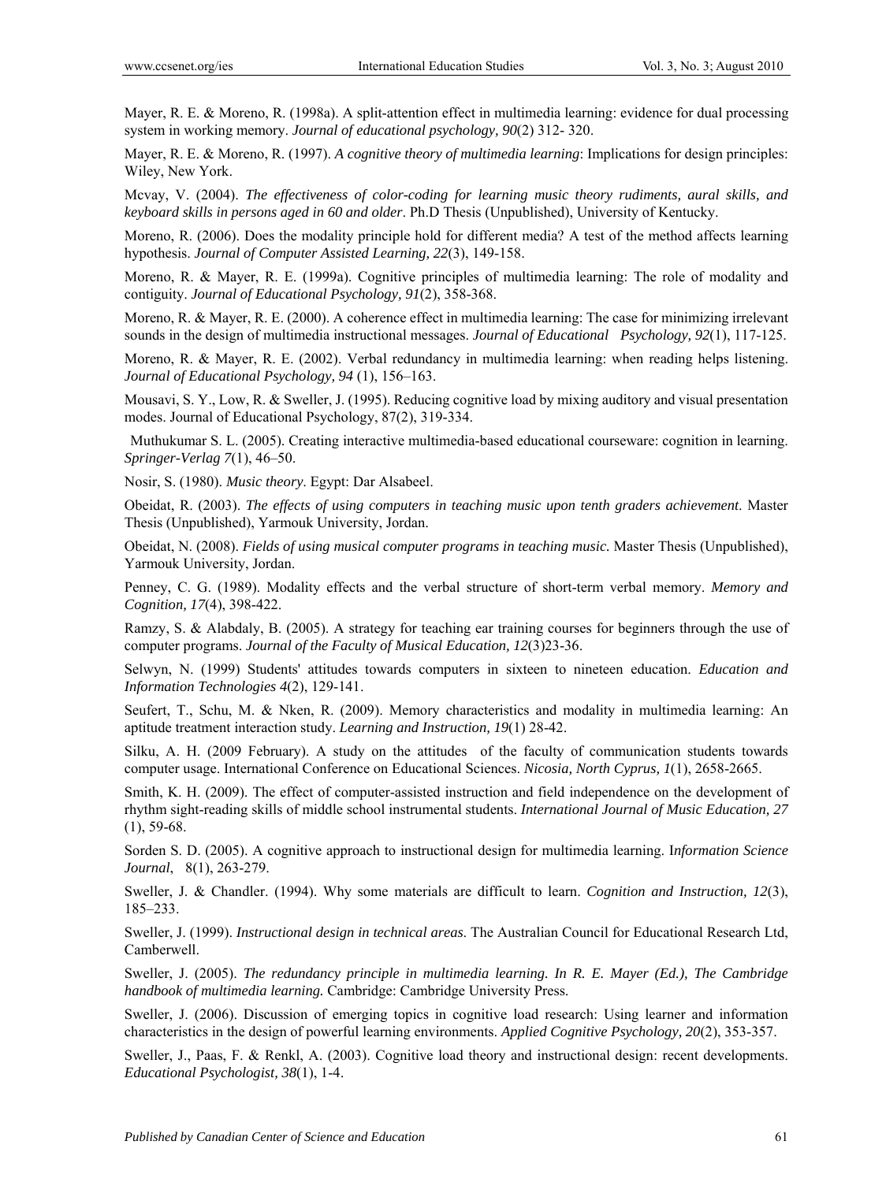Mayer, R. E. & Moreno, R. (1998a). A split-attention effect in multimedia learning: evidence for dual processing system in working memory. *Journal of educational psychology, 90*(2) 312- 320.

Mayer, R. E. & Moreno, R. (1997). *A cognitive theory of multimedia learning*: Implications for design principles: Wiley, New York.

Mcvay, V. (2004). *The effectiveness of color-coding for learning music theory rudiments, aural skills, and keyboard skills in persons aged in 60 and older*. Ph.D Thesis (Unpublished), University of Kentucky.

Moreno, R. (2006). Does the modality principle hold for different media? A test of the method affects learning hypothesis. *Journal of Computer Assisted Learning, 22*(3), 149-158.

Moreno, R. & Mayer, R. E. (1999a). Cognitive principles of multimedia learning: The role of modality and contiguity. *Journal of Educational Psychology, 91*(2), 358-368.

Moreno, R. & Mayer, R. E. (2000). A coherence effect in multimedia learning: The case for minimizing irrelevant sounds in the design of multimedia instructional messages. *Journal of Educational Psychology, 92*(1), 117-125.

Moreno, R. & Mayer, R. E. (2002). Verbal redundancy in multimedia learning: when reading helps listening. *Journal of Educational Psychology, 94* (1), 156–163.

Mousavi, S. Y., Low, R. & Sweller, J. (1995). Reducing cognitive load by mixing auditory and visual presentation modes. Journal of Educational Psychology, 87(2), 319-334.

Muthukumar S. L. (2005). Creating interactive multimedia-based educational courseware: cognition in learning. *Springer-Verlag 7*(1), 46–50.

Nosir, S. (1980). *Music theory*. Egypt: Dar Alsabeel.

Obeidat, R. (2003). *The effects of using computers in teaching music upon tenth graders achievement*. Master Thesis (Unpublished), Yarmouk University, Jordan.

Obeidat, N. (2008). *Fields of using musical computer programs in teaching music.* Master Thesis (Unpublished), Yarmouk University, Jordan.

Penney, C. G. (1989). Modality effects and the verbal structure of short-term verbal memory. *Memory and Cognition, 17*(4), 398-422.

Ramzy, S. & Alabdaly, B. (2005). A strategy for teaching ear training courses for beginners through the use of computer programs. *Journal of the Faculty of Musical Education, 12*(3)23-36.

Selwyn, N. (1999) Students' attitudes towards computers in sixteen to nineteen education. *Education and Information Technologies 4*(2), 129-141.

Seufert, T., Schu, M. & Nken, R. (2009). Memory characteristics and modality in multimedia learning: An aptitude treatment interaction study. *Learning and Instruction, 19*(1) 28-42.

Silku, A. H. (2009 February). A study on the attitudes of the faculty of communication students towards computer usage. International Conference on Educational Sciences. *Nicosia, North Cyprus, 1*(1), 2658-2665.

Smith, K. H. (2009). The effect of computer-assisted instruction and field independence on the development of rhythm sight-reading skills of middle school instrumental students. *International Journal of Music Education, 27* (1), 59-68.

Sorden S. D. (2005). A cognitive approach to instructional design for multimedia learning. I*nformation Science Journal*, 8(1), 263-279.

Sweller, J. & Chandler. (1994). Why some materials are difficult to learn. *Cognition and Instruction, 12*(3), 185–233.

Sweller, J. (1999). *Instructional design in technical areas*. The Australian Council for Educational Research Ltd, Camberwell.

Sweller, J. (2005). *The redundancy principle in multimedia learning. In R. E. Mayer (Ed.), The Cambridge handbook of multimedia learning.* Cambridge: Cambridge University Press.

Sweller, J. (2006). Discussion of emerging topics in cognitive load research: Using learner and information characteristics in the design of powerful learning environments. *Applied Cognitive Psychology, 20*(2), 353-357.

Sweller, J., Paas, F. & Renkl, A. (2003). Cognitive load theory and instructional design: recent developments. *Educational Psychologist, 38*(1), 1-4.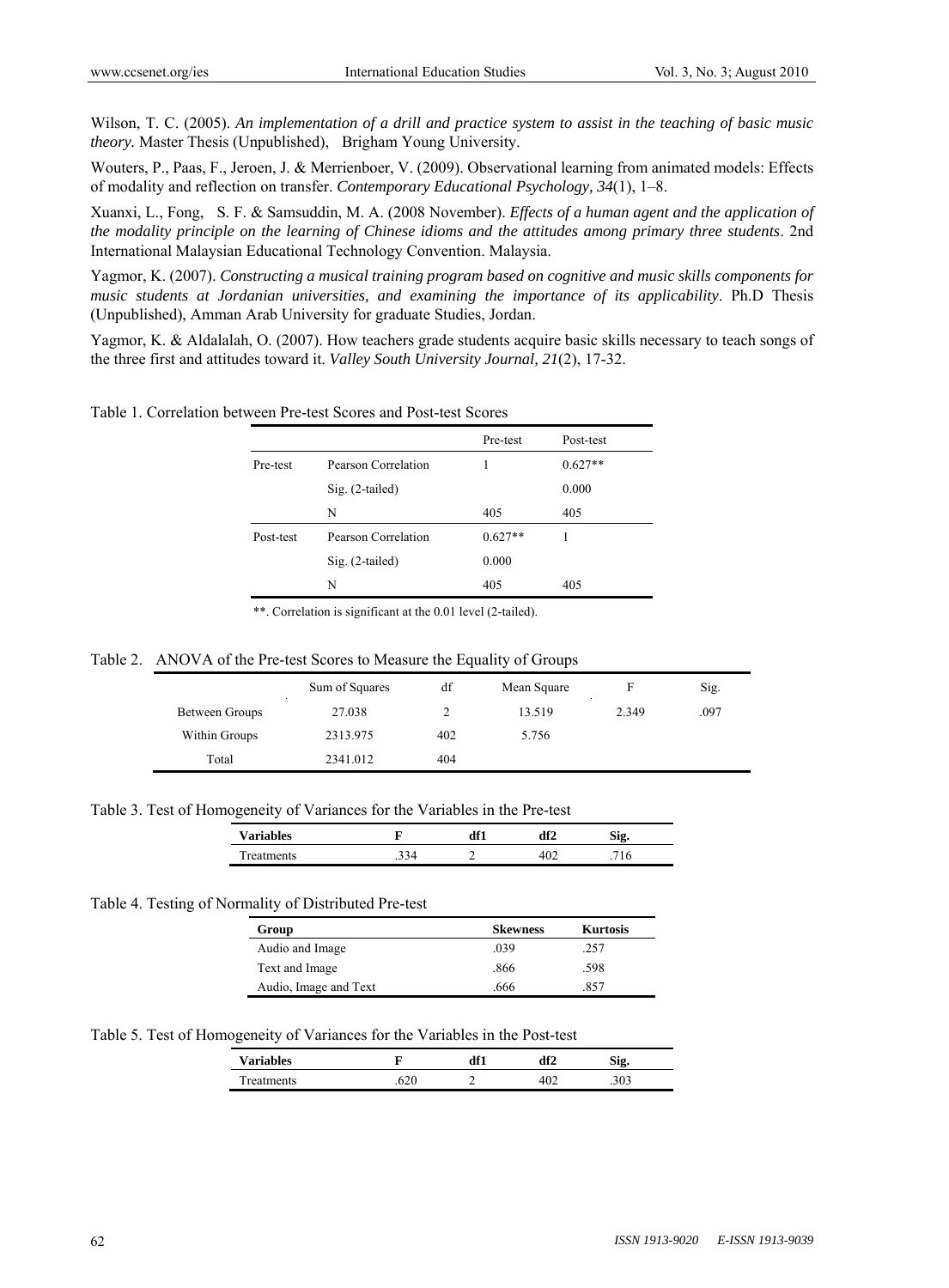Wilson, T. C. (2005). *An implementation of a drill and practice system to assist in the teaching of basic music theory.* Master Thesis (Unpublished), Brigham Young University.

Wouters, P., Paas, F., Jeroen, J. & Merrienboer, V. (2009). Observational learning from animated models: Effects of modality and reflection on transfer. *Contemporary Educational Psychology, 34*(1), 1–8.

Xuanxi, L., Fong, S. F. & Samsuddin, M. A. (2008 November). *Effects of a human agent and the application of the modality principle on the learning of Chinese idioms and the attitudes among primary three students*. 2nd International Malaysian Educational Technology Convention. Malaysia.

Yagmor, K. (2007). *Constructing a musical training program based on cognitive and music skills components for music students at Jordanian universities, and examining the importance of its applicability*. Ph.D Thesis (Unpublished), Amman Arab University for graduate Studies, Jordan.

Yagmor, K. & Aldalalah, O. (2007). How teachers grade students acquire basic skills necessary to teach songs of the three first and attitudes toward it. *Valley South University Journal, 21*(2), 17-32.

Table 1. Correlation between Pre-test Scores and Post-test Scores

| | | Pre-test | Post-test |
|---|---|---|---|
| Pre-test | Pearson Correlation | 1 | 0.627** |
| | Sig. (2-tailed) | | 0.000 |
| | N | 405 | 405 |
| Post-test | Pearson Correlation | 0.627** | 1 |
| | Sig. (2-tailed) | 0.000 | |
| | N | 405 | 405 |

**. Correlation is significant at the 0.01 level (2-tailed).

Table 2. ANOVA of the Pre-test Scores to Measure the Equality of Groups

| | Sum of Squares | df | Mean Square | F | Sig. |
|---|---|---|---|---|---|
| Between Groups | 27.038 | 2 | 13.519 | 2.349 | .097 |
| Within Groups | 2313.975 | 402 | 5.756 | | |
| Total | 2341.012 | 404 | | | |

Table 3. Test of Homogeneity of Variances for the Variables in the Pre-test

| **Variables** | **F** | **df1** | **df2** | **Sig.** |
|---|---|---|---|---|
| Treatments | .334 | 2 | 402 | .716 |

Table 4. Testing of Normality of Distributed Pre-test

| **Group** | **Skewness** | **Kurtosis** |
|---|---|---|
| Audio and Image | .039 | .257 |
| Text and Image | .866 | .598 |
| Audio, Image and Text | .666 | .857 |

Table 5. Test of Homogeneity of Variances for the Variables in the Post-test

| **Variables** | **F** | **df1** | **df2** | **Sig.** |
|---|---|---|---|---|
| Treatments | .620 | 2 | 402 | .303 |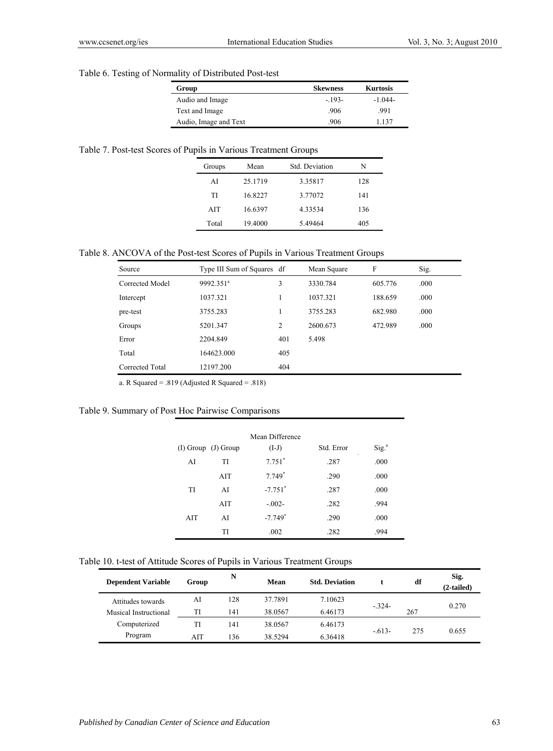Table 6. Testing of Normality of Distributed Post-test

| Group | Skewness | Kurtosis |
|---|---|---|
| Audio and Image | -.193- | -1.044- |
| Text and Image | .906 | .991 |
| Audio, Image and Text | .906 | 1.137 |

Table 7. Post-test Scores of Pupils in Various Treatment Groups

| Groups | Mean | Std. Deviation | N |
|---|---|---|---|
| AI | 25.1719 | 3.35817 | 128 |
| TI | 16.8227 | 3.77072 | 141 |
| AIT | 16.6397 | 4.33534 | 136 |
| Total | 19.4000 | 5.49464 | 405 |

Table 8. ANCOVA of the Post-test Scores of Pupils in Various Treatment Groups

| Source | Type III Sum of Squares | df | Mean Square | F | Sig. |
|---|---|---|---|---|---|
| Corrected Model | 9992.351[a] | 3 | 3330.784 | 605.776 | .000 |
| Intercept | 1037.321 | 1 | 1037.321 | 188.659 | .000 |
| pre-test | 3755.283 | 1 | 3755.283 | 682.980 | .000 |
| Groups | 5201.347 | 2 | 2600.673 | 472.989 | .000 |
| Error | 2204.849 | 401 | 5.498 | | |
| Total | 164623.000 | 405 | | | |
| Corrected Total | 12197.200 | 404 | | | |

a. R Squared = .819 (Adjusted R Squared = .818)

Table 9. Summary of Post Hoc Pairwise Comparisons

| (I) Group | (J) Group | Mean Difference (I-J) | Std. Error | Sig.[a] |
|---|---|---|---|---|
| AI | TI | 7.751* | .287 | .000 |
| | AIT | 7.749* | .290 | .000 |
| TI | AI | -7.751* | .287 | .000 |
| | AIT | -.002- | .282 | .994 |
| AIT | AI | -7.749* | .290 | .000 |
| | TI | .002 | .282 | .994 |

Table 10. t-test of Attitude Scores of Pupils in Various Treatment Groups

| Dependent Variable | Group | N | Mean | Std. Deviation | t | df | Sig. (2-tailed) |
|---|---|---|---|---|---|---|---|
| Attitudes towards Musical Instructional Computerized Program | AI | 128 | 37.7891 | 7.10623 | -.324- | 267 | 0.270 |
| | TI | 141 | 38.0567 | 6.46173 | | | |
| | TI | 141 | 38.0567 | 6.46173 | -.613- | 275 | 0.655 |
| | AIT | 136 | 38.5294 | 6.36418 | | | |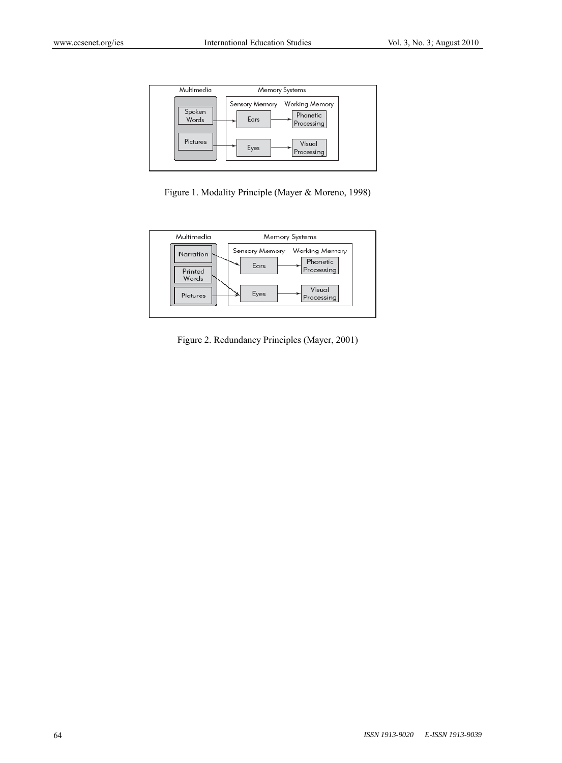Multimedia

Memory Systems

Sensory Memory

Working Memory

Spoken Words

Ears

Phonetic Processing

Pictures

Eyes

Visual Processing

Figure 1. Modality Principle (Mayer & Moreno, 1998)

Multimedia

Memory Systems

Sensory Memory

Working Memory

Narration

Printed Words

Pictures

Ears

Eyes

Phonetic Processing

Visual Processing

Figure 2. Redundancy Principles (Mayer, 2001)